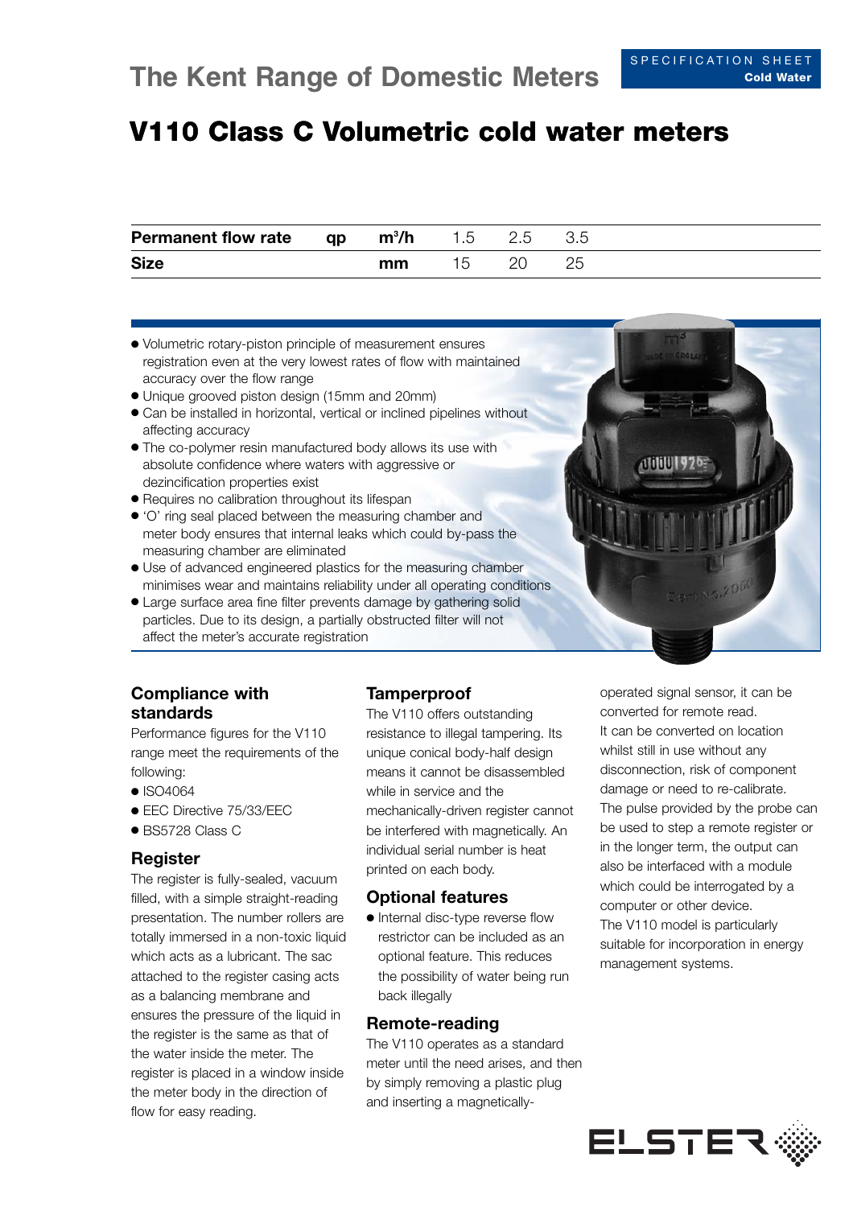The Kent Range of Domestic Meters

SPECIFICATION SHEET
**Cold Water**

# V110 Class C Volumetric cold water meters

| **Permanent flow rate** | **qp** | **$m^3/h$** | 1.5 | 2.5 | 3.5 |
|---|---|---|---|---|---|
| **Size** | | **mm** | 15 | 20 | 25 |

- Volumetric rotary-piston principle of measurement ensures registration even at the very lowest rates of flow with maintained accuracy over the flow range
- Unique grooved piston design (15mm and 20mm)
- Can be installed in horizontal, vertical or inclined pipelines without affecting accuracy
- The co-polymer resin manufactured body allows its use with absolute confidence where waters with aggressive or dezincification properties exist
- Requires no calibration throughout its lifespan
- 'O' ring seal placed between the measuring chamber and meter body ensures that internal leaks which could by-pass the measuring chamber are eliminated
- Use of advanced engineered plastics for the measuring chamber minimises wear and maintains reliability under all operating conditions
- Large surface area fine filter prevents damage by gathering solid particles. Due to its design, a partially obstructed filter will not affect the meter's accurate registration

## Compliance with standards

Performance figures for the V110 range meet the requirements of the following:

- ISO4064
- EEC Directive 75/33/EEC
- BS5728 Class C

## Register

The register is fully-sealed, vacuum filled, with a simple straight-reading presentation. The number rollers are totally immersed in a non-toxic liquid which acts as a lubricant. The sac attached to the register casing acts as a balancing membrane and ensures the pressure of the liquid in the register is the same as that of the water inside the meter. The register is placed in a window inside the meter body in the direction of flow for easy reading.

## Tamperproof

The V110 offers outstanding resistance to illegal tampering. Its unique conical body-half design means it cannot be disassembled while in service and the mechanically-driven register cannot be interfered with magnetically. An individual serial number is heat printed on each body.

## Optional features

- Internal disc-type reverse flow restrictor can be included as an optional feature. This reduces the possibility of water being run back illegally

## Remote-reading

The V110 operates as a standard meter until the need arises, and then by simply removing a plastic plug and inserting a magnetically-operated signal sensor, it can be converted for remote read.

It can be converted on location whilst still in use without any disconnection, risk of component damage or need to re-calibrate.

The pulse provided by the probe can be used to step a remote register or in the longer term, the output can also be interfaced with a module which could be interrogated by a computer or other device.

The V110 model is particularly suitable for incorporation in energy management systems.

ELSTER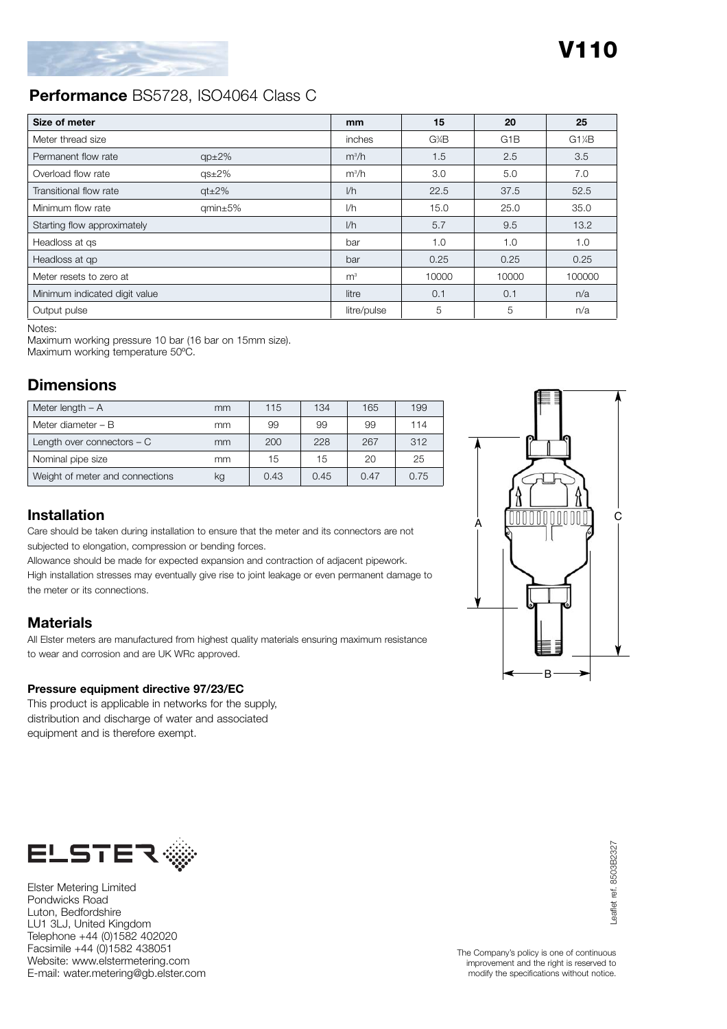# V110

## Performance BS5728, ISO4064 Class C

| Size of meter | | mm | 15 | 20 | 25 |
|---|---|---|---|---|---|
| Meter thread size | | inches | G¾B | G1B | G1¼B |
| Permanent flow rate | qp±2% | $m^3/h$ | 1.5 | 2.5 | 3.5 |
| Overload flow rate | qs±2% | $m^3/h$ | 3.0 | 5.0 | 7.0 |
| Transitional flow rate | qt±2% | l/h | 22.5 | 37.5 | 52.5 |
| Minimum flow rate | qmin±5% | l/h | 15.0 | 25.0 | 35.0 |
| Starting flow approximately | | l/h | 5.7 | 9.5 | 13.2 |
| Headloss at qs | | bar | 1.0 | 1.0 | 1.0 |
| Headloss at qp | | bar | 0.25 | 0.25 | 0.25 |
| Meter resets to zero at | | $m^3$ | 10000 | 10000 | 100000 |
| Minimum indicated digit value | | litre | 0.1 | 0.1 | n/a |
| Output pulse | | litre/pulse | 5 | 5 | n/a |

Notes:
Maximum working pressure 10 bar (16 bar on 15mm size).
Maximum working temperature 50ºC.

## Dimensions

| | | | | | |
|---|---|---|---|---|---|
| Meter length – A | mm | 115 | 134 | 165 | 199 |
| Meter diameter – B | mm | 99 | 99 | 99 | 114 |
| Length over connectors – C | mm | 200 | 228 | 267 | 312 |
| Nominal pipe size | mm | 15 | 15 | 20 | 25 |
| Weight of meter and connections | kg | 0.43 | 0.45 | 0.47 | 0.75 |

A

C

B

## Installation

Care should be taken during installation to ensure that the meter and its connectors are not subjected to elongation, compression or bending forces.

Allowance should be made for expected expansion and contraction of adjacent pipework.

High installation stresses may eventually give rise to joint leakage or even permanent damage to the meter or its connections.

## Materials

All Elster meters are manufactured from highest quality materials ensuring maximum resistance to wear and corrosion and are UK WRc approved.

**Pressure equipment directive 97/23/EC**

This product is applicable in networks for the supply, distribution and discharge of water and associated equipment and is therefore exempt.

ELSTER

Elster Metering Limited
Pondwicks Road
Luton, Bedfordshire
LU1 3LJ, United Kingdom
Telephone +44 (0)1582 402020
Facsimile +44 (0)1582 438051
Website: www.elstermetering.com
E-mail: water.metering@gb.elster.com

Leaflet ref. 8503B2327

The Company's policy is one of continuous improvement and the right is reserved to modify the specifications without notice.